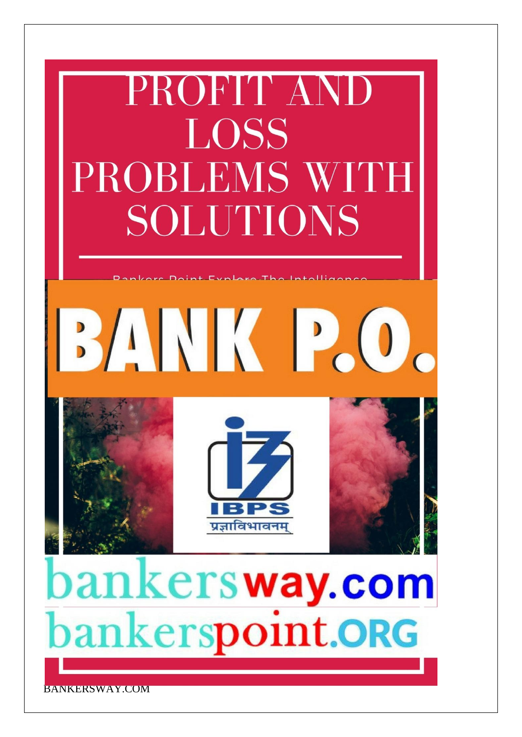# PROFIT AND LOSS PROBLEMS WITH SOLUTIONS

Bankers Point Explore The Intelligence

## BANK P.O.

IBPS

प्रज्ञाविभावनम्

bankersway.com

bankerspoint.ORG

BANKERSWAY.COM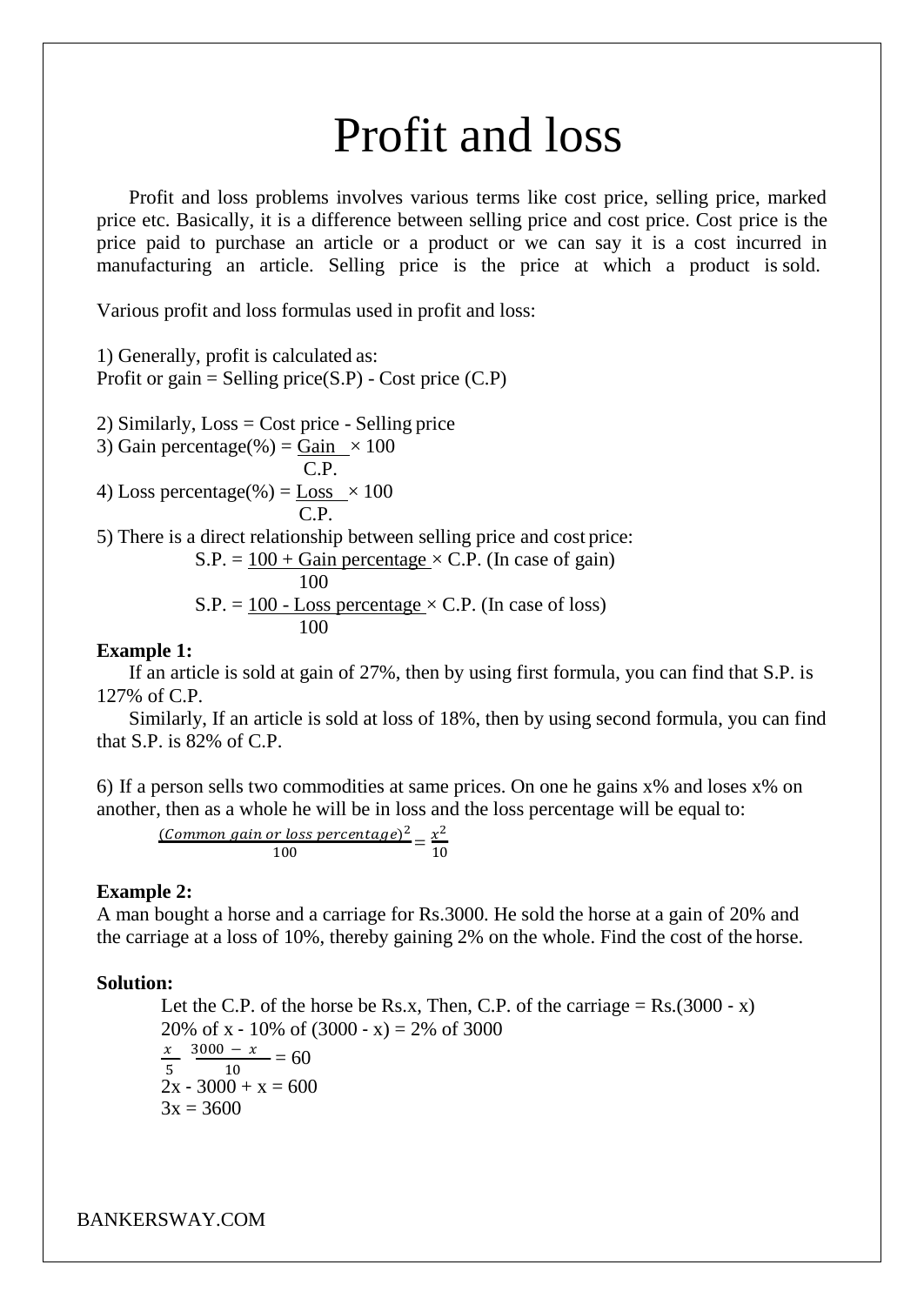# Profit and loss

Profit and loss problems involves various terms like cost price, selling price, marked price etc. Basically, it is a difference between selling price and cost price. Cost price is the price paid to purchase an article or a product or we can say it is a cost incurred in manufacturing an article. Selling price is the price at which a product is sold.

Various profit and loss formulas used in profit and loss:

1) Generally, profit is calculated as:
Profit or gain = Selling price(S.P) - Cost price (C.P)

2) Similarly, Loss = Cost price - Selling price

3) Gain percentage(%) = $\frac{\text{Gain}}{\text{C.P.}} \times 100$

4) Loss percentage(%) = $\frac{\text{Loss}}{\text{C.P.}} \times 100$

5) There is a direct relationship between selling price and cost price:

$$\text{S.P.} = \frac{100 + \text{Gain percentage}}{100} \times \text{C.P. (In case of gain)}$$

$$\text{S.P.} = \frac{100 - \text{Loss percentage}}{100} \times \text{C.P. (In case of loss)}$$

**Example 1:**

If an article is sold at gain of 27%, then by using first formula, you can find that S.P. is 127% of C.P.

Similarly, If an article is sold at loss of 18%, then by using second formula, you can find that S.P. is 82% of C.P.

6) If a person sells two commodities at same prices. On one he gains x% and loses x% on another, then as a whole he will be in loss and the loss percentage will be equal to:

$$\frac{(Common\ gain\ or\ loss\ percentage)^2}{100} = \frac{x^2}{10}$$

**Example 2:**

A man bought a horse and a carriage for Rs.3000. He sold the horse at a gain of 20% and the carriage at a loss of 10%, thereby gaining 2% on the whole. Find the cost of the horse.

**Solution:**

Let the C.P. of the horse be Rs.x, Then, C.P. of the carriage = Rs.(3000 - x)

20% of x - 10% of (3000 - x) = 2% of 3000

$\frac{x}{5} \quad \frac{3000 - x}{10} = 60$

2x - 3000 + x = 600

3x = 3600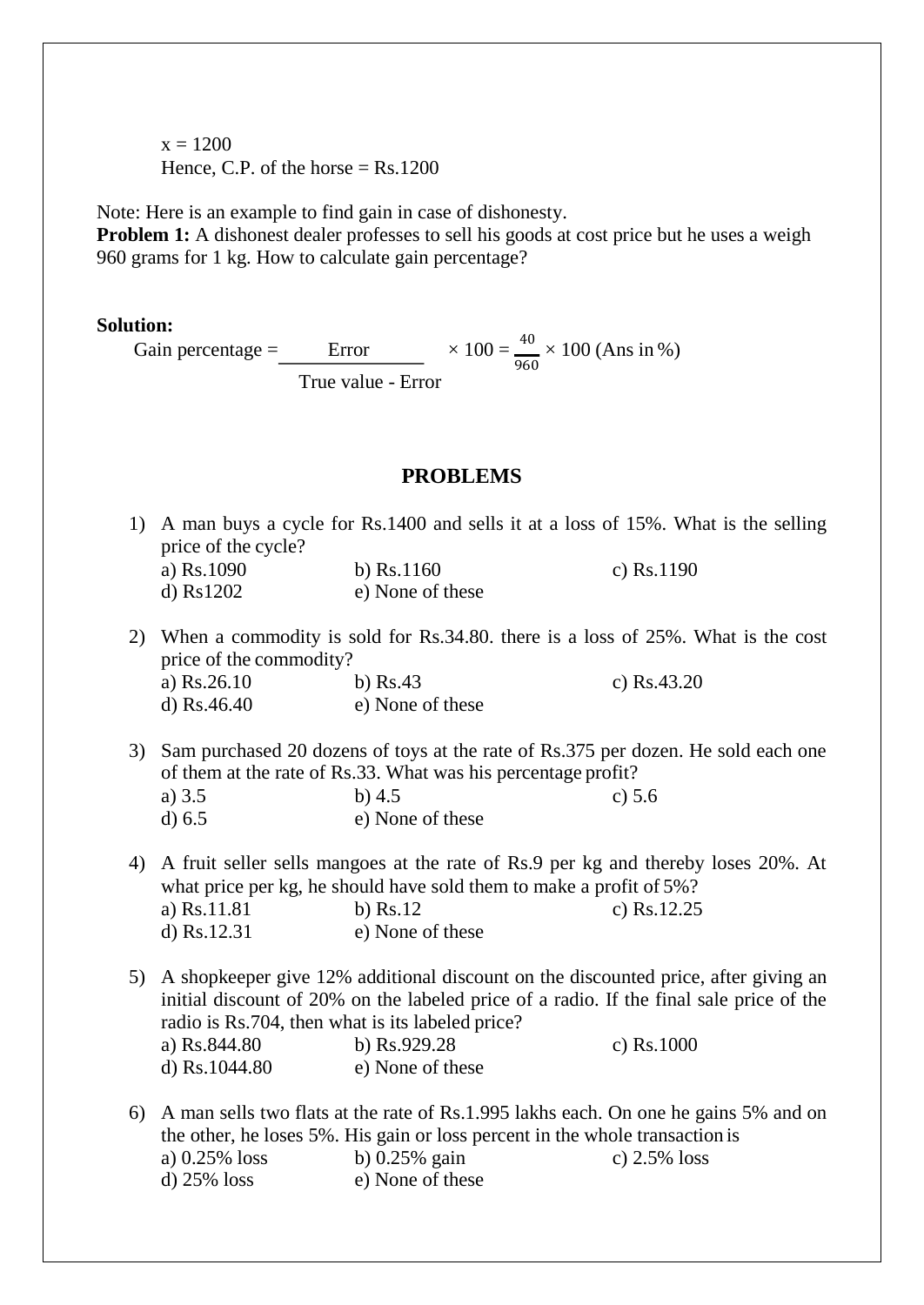$x = 1200$

Hence, C.P. of the horse = Rs.1200

Note: Here is an example to find gain in case of dishonesty.

**Problem 1:** A dishonest dealer professes to sell his goods at cost price but he uses a weigh 960 grams for 1 kg. How to calculate gain percentage?

**Solution:**

$$\text{Gain percentage} = \frac{\text{Error}}{\text{True value - Error}} \times 100 = \frac{40}{960} \times 100 \text{ (Ans in \%)}$$

## PROBLEMS

1) A man buys a cycle for Rs.1400 and sells it at a loss of 15%. What is the selling price of the cycle?
   a) Rs.1090 b) Rs.1160 c) Rs.1190
   d) Rs1202 e) None of these

2) When a commodity is sold for Rs.34.80. there is a loss of 25%. What is the cost price of the commodity?
   a) Rs.26.10 b) Rs.43 c) Rs.43.20
   d) Rs.46.40 e) None of these

3) Sam purchased 20 dozens of toys at the rate of Rs.375 per dozen. He sold each one of them at the rate of Rs.33. What was his percentage profit?
   a) 3.5 b) 4.5 c) 5.6
   d) 6.5 e) None of these

4) A fruit seller sells mangoes at the rate of Rs.9 per kg and thereby loses 20%. At what price per kg, he should have sold them to make a profit of 5%?
   a) Rs.11.81 b) Rs.12 c) Rs.12.25
   d) Rs.12.31 e) None of these

5) A shopkeeper give 12% additional discount on the discounted price, after giving an initial discount of 20% on the labeled price of a radio. If the final sale price of the radio is Rs.704, then what is its labeled price?
   a) Rs.844.80 b) Rs.929.28 c) Rs.1000
   d) Rs.1044.80 e) None of these

6) A man sells two flats at the rate of Rs.1.995 lakhs each. On one he gains 5% and on the other, he loses 5%. His gain or loss percent in the whole transaction is
   a) 0.25% loss b) 0.25% gain c) 2.5% loss
   d) 25% loss e) None of these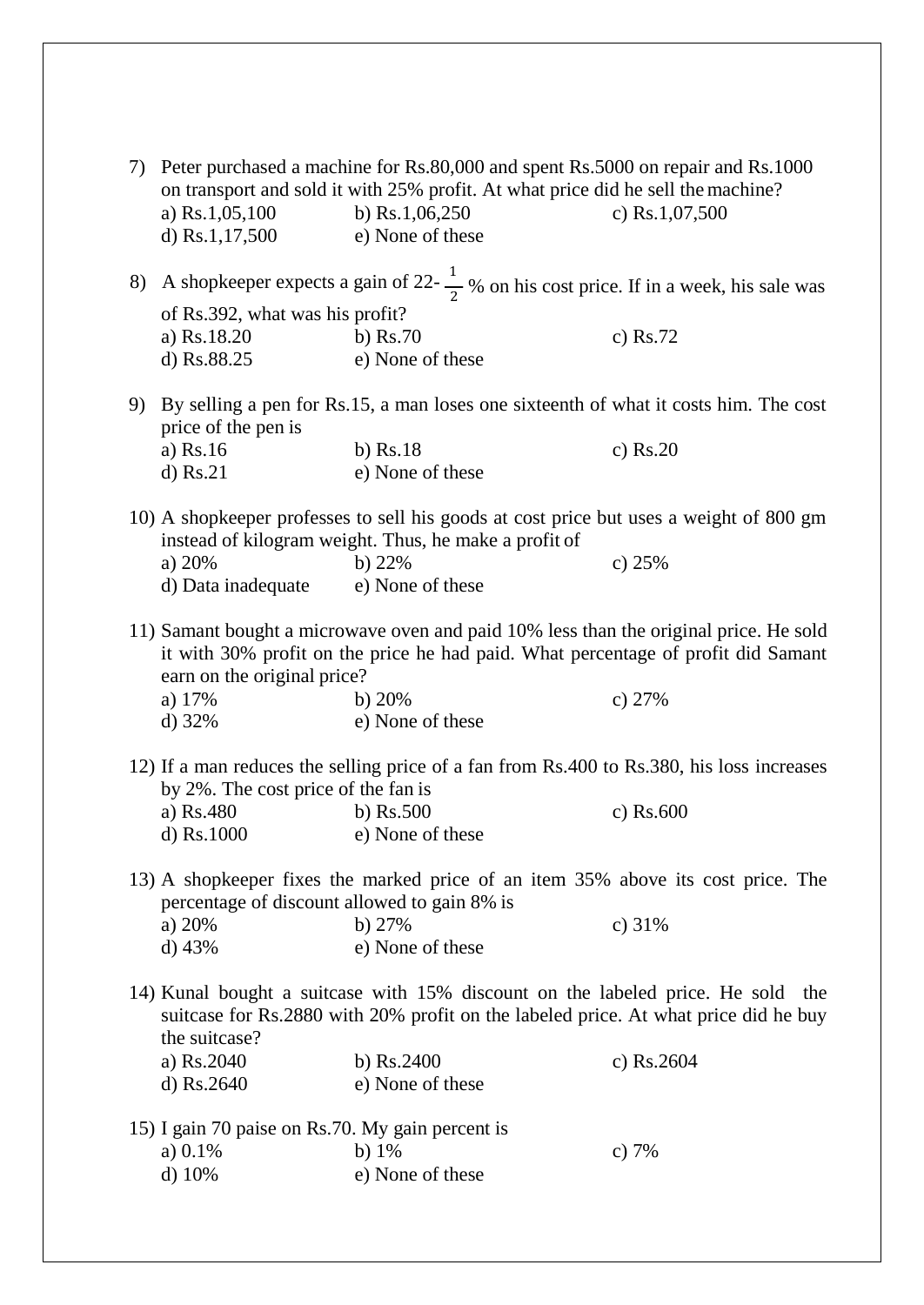7) Peter purchased a machine for Rs.80,000 and spent Rs.5000 on repair and Rs.1000 on transport and sold it with 25% profit. At what price did he sell the machine?

a) Rs.1,05,100 b) Rs.1,06,250 c) Rs.1,07,500
d) Rs.1,17,500 e) None of these

8) A shopkeeper expects a gain of 22-$\frac{1}{2}$ % on his cost price. If in a week, his sale was of Rs.392, what was his profit?

a) Rs.18.20 b) Rs.70 c) Rs.72
d) Rs.88.25 e) None of these

9) By selling a pen for Rs.15, a man loses one sixteenth of what it costs him. The cost price of the pen is

a) Rs.16 b) Rs.18 c) Rs.20
d) Rs.21 e) None of these

10) A shopkeeper professes to sell his goods at cost price but uses a weight of 800 gm instead of kilogram weight. Thus, he make a profit of

a) 20% b) 22% c) 25%
d) Data inadequate e) None of these

11) Samant bought a microwave oven and paid 10% less than the original price. He sold it with 30% profit on the price he had paid. What percentage of profit did Samant earn on the original price?

a) 17% b) 20% c) 27%
d) 32% e) None of these

12) If a man reduces the selling price of a fan from Rs.400 to Rs.380, his loss increases by 2%. The cost price of the fan is

a) Rs.480 b) Rs.500 c) Rs.600
d) Rs.1000 e) None of these

13) A shopkeeper fixes the marked price of an item 35% above its cost price. The percentage of discount allowed to gain 8% is

a) 20% b) 27% c) 31%
d) 43% e) None of these

14) Kunal bought a suitcase with 15% discount on the labeled price. He sold the suitcase for Rs.2880 with 20% profit on the labeled price. At what price did he buy the suitcase?

a) Rs.2040 b) Rs.2400 c) Rs.2604
d) Rs.2640 e) None of these

15) I gain 70 paise on Rs.70. My gain percent is

a) 0.1% b) 1% c) 7%
d) 10% e) None of these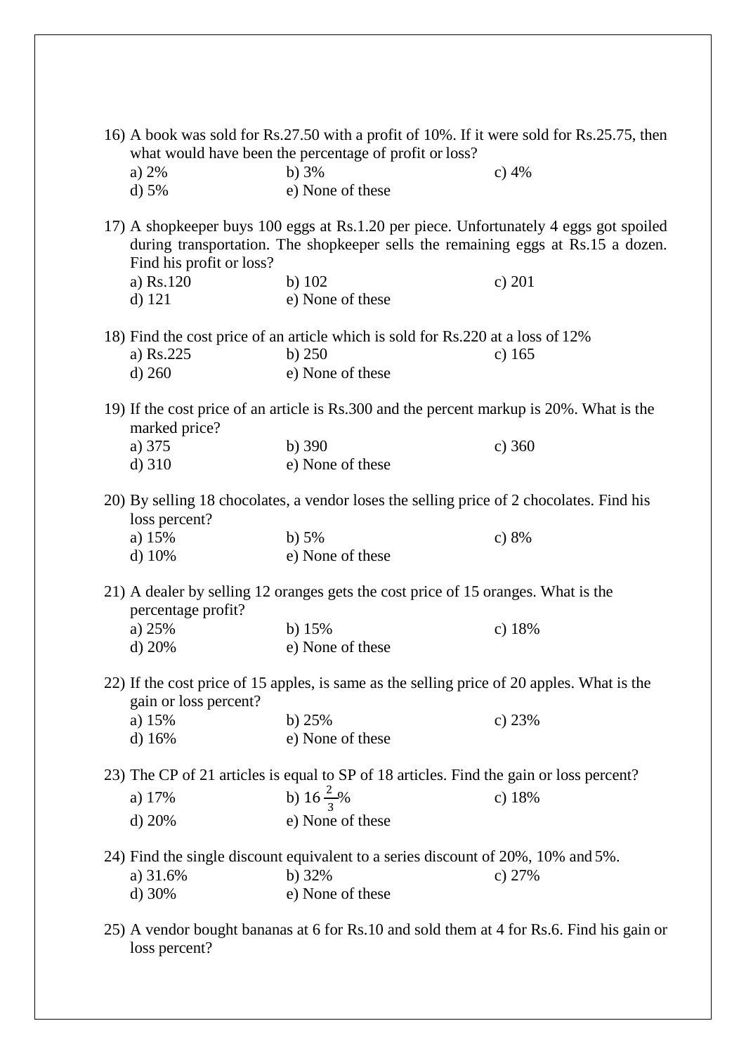16) A book was sold for Rs.27.50 with a profit of 10%. If it were sold for Rs.25.75, then what would have been the percentage of profit or loss?

a) 2% b) 3% c) 4%
d) 5% e) None of these

17) A shopkeeper buys 100 eggs at Rs.1.20 per piece. Unfortunately 4 eggs got spoiled during transportation. The shopkeeper sells the remaining eggs at Rs.15 a dozen. Find his profit or loss?

a) Rs.120 b) 102 c) 201
d) 121 e) None of these

18) Find the cost price of an article which is sold for Rs.220 at a loss of 12%

a) Rs.225 b) 250 c) 165
d) 260 e) None of these

19) If the cost price of an article is Rs.300 and the percent markup is 20%. What is the marked price?

a) 375 b) 390 c) 360
d) 310 e) None of these

20) By selling 18 chocolates, a vendor loses the selling price of 2 chocolates. Find his loss percent?

a) 15% b) 5% c) 8%
d) 10% e) None of these

21) A dealer by selling 12 oranges gets the cost price of 15 oranges. What is the percentage profit?

a) 25% b) 15% c) 18%
d) 20% e) None of these

22) If the cost price of 15 apples, is same as the selling price of 20 apples. What is the gain or loss percent?

a) 15% b) 25% c) 23%
d) 16% e) None of these

23) The CP of 21 articles is equal to SP of 18 articles. Find the gain or loss percent?

a) 17% b) $16\frac{2}{3}\%$ c) 18%
d) 20% e) None of these

24) Find the single discount equivalent to a series discount of 20%, 10% and 5%.

a) 31.6% b) 32% c) 27%
d) 30% e) None of these

25) A vendor bought bananas at 6 for Rs.10 and sold them at 4 for Rs.6. Find his gain or loss percent?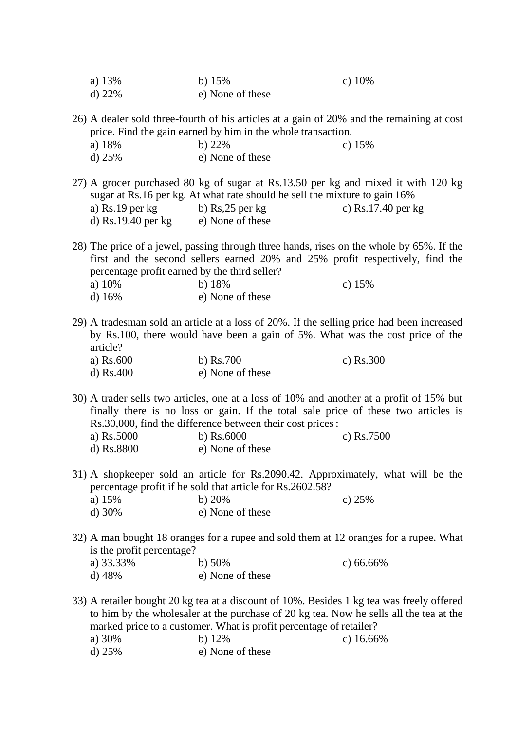a) 13%  b) 15%  c) 10%
d) 22%  e) None of these

26) A dealer sold three-fourth of his articles at a gain of 20% and the remaining at cost price. Find the gain earned by him in the whole transaction.

a) 18%  b) 22%  c) 15%
d) 25%  e) None of these

27) A grocer purchased 80 kg of sugar at Rs.13.50 per kg and mixed it with 120 kg sugar at Rs.16 per kg. At what rate should he sell the mixture to gain 16%

a) Rs.19 per kg  b) Rs,25 per kg  c) Rs.17.40 per kg
d) Rs.19.40 per kg  e) None of these

28) The price of a jewel, passing through three hands, rises on the whole by 65%. If the first and the second sellers earned 20% and 25% profit respectively, find the percentage profit earned by the third seller?

a) 10%  b) 18%  c) 15%
d) 16%  e) None of these

29) A tradesman sold an article at a loss of 20%. If the selling price had been increased by Rs.100, there would have been a gain of 5%. What was the cost price of the article?

a) Rs.600  b) Rs.700  c) Rs.300
d) Rs.400  e) None of these

30) A trader sells two articles, one at a loss of 10% and another at a profit of 15% but finally there is no loss or gain. If the total sale price of these two articles is Rs.30,000, find the difference between their cost prices :

a) Rs.5000  b) Rs.6000  c) Rs.7500
d) Rs.8800  e) None of these

31) A shopkeeper sold an article for Rs.2090.42. Approximately, what will be the percentage profit if he sold that article for Rs.2602.58?

a) 15%  b) 20%  c) 25%
d) 30%  e) None of these

32) A man bought 18 oranges for a rupee and sold them at 12 oranges for a rupee. What is the profit percentage?

a) 33.33%  b) 50%  c) 66.66%
d) 48%  e) None of these

33) A retailer bought 20 kg tea at a discount of 10%. Besides 1 kg tea was freely offered to him by the wholesaler at the purchase of 20 kg tea. Now he sells all the tea at the marked price to a customer. What is profit percentage of retailer?

a) 30%  b) 12%  c) 16.66%
d) 25%  e) None of these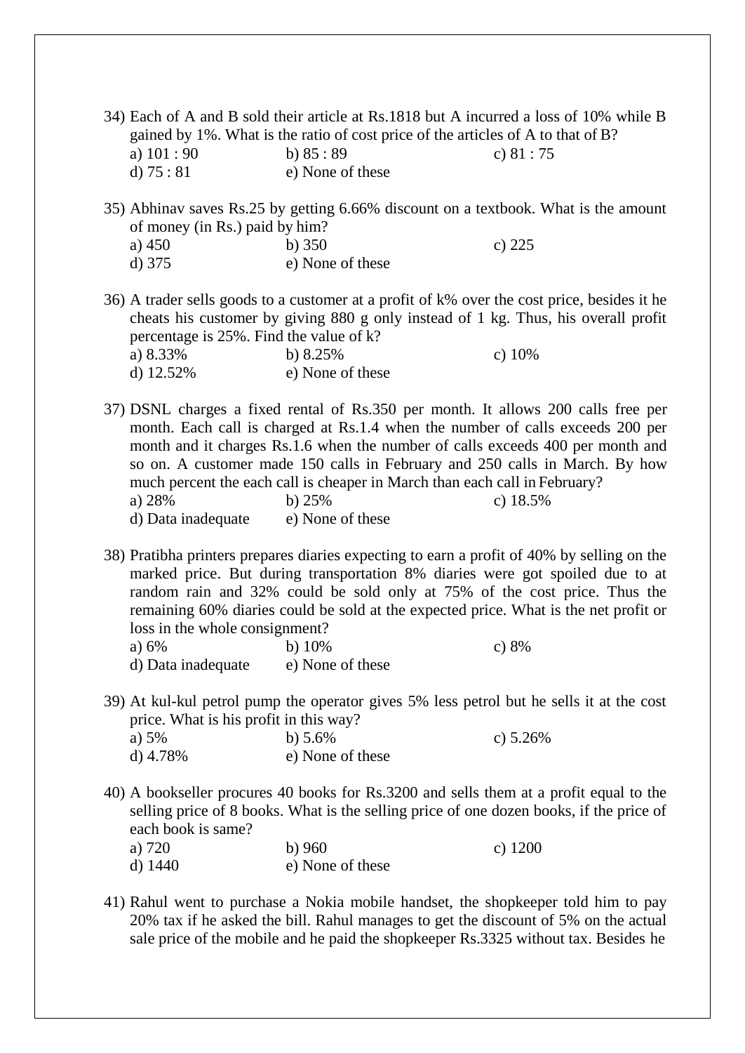34) Each of A and B sold their article at Rs.1818 but A incurred a loss of 10% while B gained by 1%. What is the ratio of cost price of the articles of A to that of B?

a) 101 : 90  b) 85 : 89  c) 81 : 75
d) 75 : 81  e) None of these

35) Abhinav saves Rs.25 by getting 6.66% discount on a textbook. What is the amount of money (in Rs.) paid by him?

a) 450  b) 350  c) 225
d) 375  e) None of these

36) A trader sells goods to a customer at a profit of k% over the cost price, besides it he cheats his customer by giving 880 g only instead of 1 kg. Thus, his overall profit percentage is 25%. Find the value of k?

a) 8.33%  b) 8.25%  c) 10%
d) 12.52%  e) None of these

37) DSNL charges a fixed rental of Rs.350 per month. It allows 200 calls free per month. Each call is charged at Rs.1.4 when the number of calls exceeds 200 per month and it charges Rs.1.6 when the number of calls exceeds 400 per month and so on. A customer made 150 calls in February and 250 calls in March. By how much percent the each call is cheaper in March than each call in February?

a) 28%  b) 25%  c) 18.5%
d) Data inadequate  e) None of these

38) Pratibha printers prepares diaries expecting to earn a profit of 40% by selling on the marked price. But during transportation 8% diaries were got spoiled due to at random rain and 32% could be sold only at 75% of the cost price. Thus the remaining 60% diaries could be sold at the expected price. What is the net profit or loss in the whole consignment?

a) 6%  b) 10%  c) 8%
d) Data inadequate  e) None of these

39) At kul-kul petrol pump the operator gives 5% less petrol but he sells it at the cost price. What is his profit in this way?

a) 5%  b) 5.6%  c) 5.26%
d) 4.78%  e) None of these

40) A bookseller procures 40 books for Rs.3200 and sells them at a profit equal to the selling price of 8 books. What is the selling price of one dozen books, if the price of each book is same?

a) 720  b) 960  c) 1200
d) 1440  e) None of these

41) Rahul went to purchase a Nokia mobile handset, the shopkeeper told him to pay 20% tax if he asked the bill. Rahul manages to get the discount of 5% on the actual sale price of the mobile and he paid the shopkeeper Rs.3325 without tax. Besides he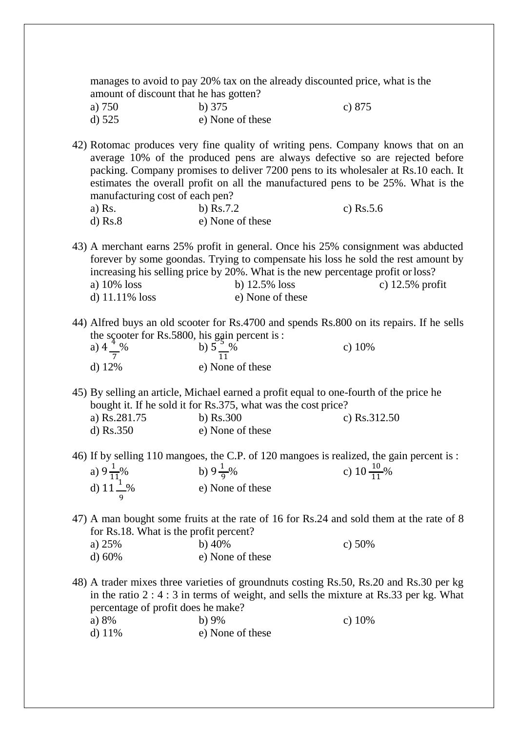manages to avoid to pay 20% tax on the already discounted price, what is the amount of discount that he has gotten?

a) 750 b) 375 c) 875
d) 525 e) None of these

42) Rotomac produces very fine quality of writing pens. Company knows that on an average 10% of the produced pens are always defective so are rejected before packing. Company promises to deliver 7200 pens to its wholesaler at Rs.10 each. It estimates the overall profit on all the manufactured pens to be 25%. What is the manufacturing cost of each pen?

a) Rs. b) Rs.7.2 c) Rs.5.6
d) Rs.8 e) None of these

43) A merchant earns 25% profit in general. Once his 25% consignment was abducted forever by some goondas. Trying to compensate his loss he sold the rest amount by increasing his selling price by 20%. What is the new percentage profit or loss?

a) 10% loss b) 12.5% loss c) 12.5% profit
d) 11.11% loss e) None of these

44) Alfred buys an old scooter for Rs.4700 and spends Rs.800 on its repairs. If he sells the scooter for Rs.5800, his gain percent is :

a) $4\frac{4}{7}\%$ b) $5\frac{5}{11}\%$ c) 10%
d) 12% e) None of these

45) By selling an article, Michael earned a profit equal to one-fourth of the price he bought it. If he sold it for Rs.375, what was the cost price?

a) Rs.281.75 b) Rs.300 c) Rs.312.50
d) Rs.350 e) None of these

46) If by selling 110 mangoes, the C.P. of 120 mangoes is realized, the gain percent is :

a) $9\frac{1}{11}\%$ b) $9\frac{1}{9}\%$ c) $10\frac{10}{11}\%$
d) $11\frac{1}{9}\%$ e) None of these

47) A man bought some fruits at the rate of 16 for Rs.24 and sold them at the rate of 8 for Rs.18. What is the profit percent?

a) 25% b) 40% c) 50%
d) 60% e) None of these

48) A trader mixes three varieties of groundnuts costing Rs.50, Rs.20 and Rs.30 per kg in the ratio 2 : 4 : 3 in terms of weight, and sells the mixture at Rs.33 per kg. What percentage of profit does he make?

a) 8% b) 9% c) 10%
d) 11% e) None of these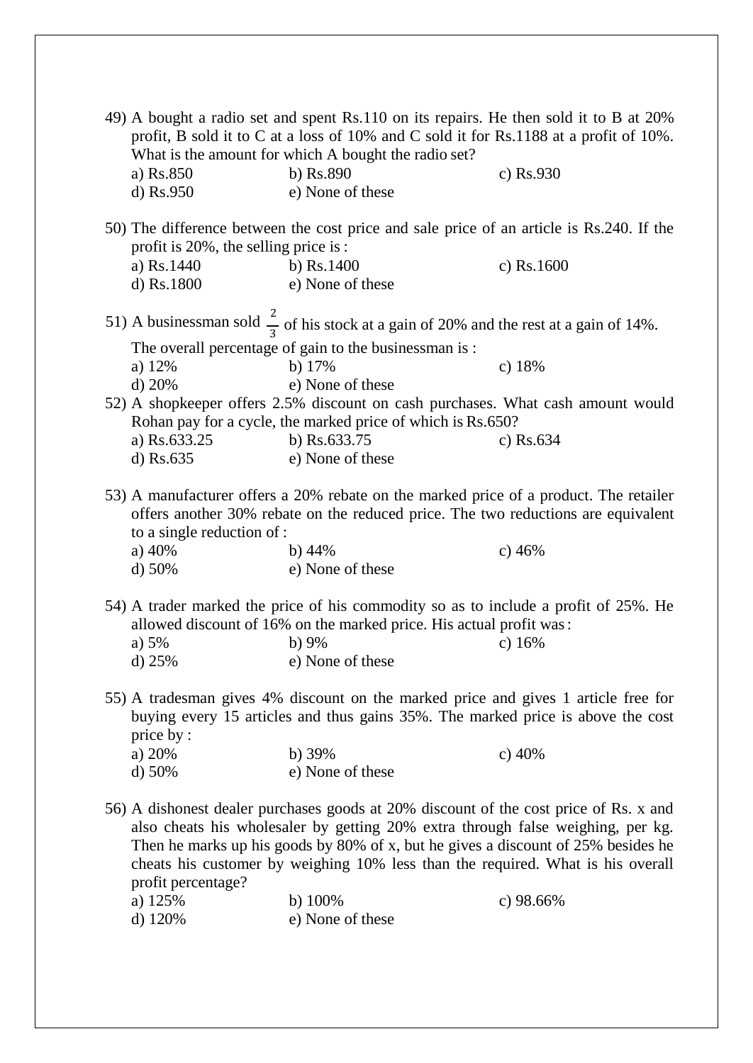49) A bought a radio set and spent Rs.110 on its repairs. He then sold it to B at 20% profit, B sold it to C at a loss of 10% and C sold it for Rs.1188 at a profit of 10%. What is the amount for which A bought the radio set?

a) Rs.850 b) Rs.890 c) Rs.930
d) Rs.950 e) None of these

50) The difference between the cost price and sale price of an article is Rs.240. If the profit is 20%, the selling price is :

a) Rs.1440 b) Rs.1400 c) Rs.1600
d) Rs.1800 e) None of these

51) A businessman sold $\frac{2}{3}$ of his stock at a gain of 20% and the rest at a gain of 14%. The overall percentage of gain to the businessman is :

a) 12% b) 17% c) 18%
d) 20% e) None of these

52) A shopkeeper offers 2.5% discount on cash purchases. What cash amount would Rohan pay for a cycle, the marked price of which is Rs.650?

a) Rs.633.25 b) Rs.633.75 c) Rs.634
d) Rs.635 e) None of these

53) A manufacturer offers a 20% rebate on the marked price of a product. The retailer offers another 30% rebate on the reduced price. The two reductions are equivalent to a single reduction of :

a) 40% b) 44% c) 46%
d) 50% e) None of these

54) A trader marked the price of his commodity so as to include a profit of 25%. He allowed discount of 16% on the marked price. His actual profit was :

a) 5% b) 9% c) 16%
d) 25% e) None of these

55) A tradesman gives 4% discount on the marked price and gives 1 article free for buying every 15 articles and thus gains 35%. The marked price is above the cost price by :

a) 20% b) 39% c) 40%
d) 50% e) None of these

56) A dishonest dealer purchases goods at 20% discount of the cost price of Rs. x and also cheats his wholesaler by getting 20% extra through false weighing, per kg. Then he marks up his goods by 80% of x, but he gives a discount of 25% besides he cheats his customer by weighing 10% less than the required. What is his overall profit percentage?

a) 125% b) 100% c) 98.66%
d) 120% e) None of these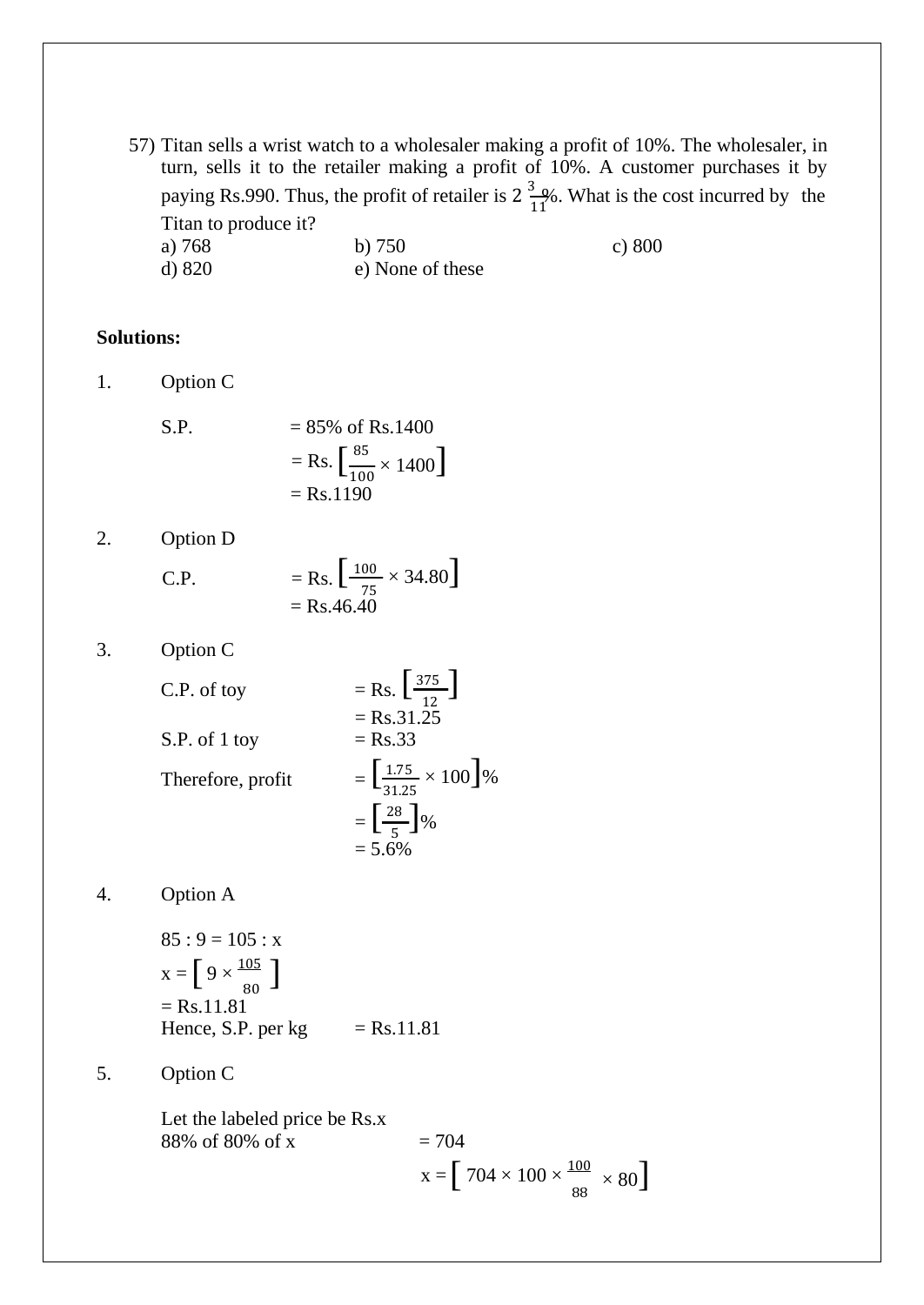57) Titan sells a wrist watch to a wholesaler making a profit of 10%. The wholesaler, in turn, sells it to the retailer making a profit of 10%. A customer purchases it by paying Rs.990. Thus, the profit of retailer is $2\frac{3}{11}$%. What is the cost incurred by the Titan to produce it?

a) 768   b) 750   c) 800
d) 820   e) None of these

**Solutions:**

1. Option C

S.P. = 85% of Rs.1400
$= \text{Rs.} \left[\frac{85}{100} \times 1400\right]$
= Rs.1190

2. Option D

C.P. $= \text{Rs.} \left[\frac{100}{75} \times 34.80\right]$
= Rs.46.40

3. Option C

C.P. of toy $= \text{Rs.} \left[\frac{375}{12}\right]$
= Rs.31.25
S.P. of 1 toy = Rs.33
Therefore, profit $= \left[\frac{1.75}{31.25} \times 100\right]\%$
$= \left[\frac{28}{5}\right]\%$
= 5.6%

4. Option A

85 : 9 = 105 : x
$x = \left[ 9 \times \frac{105}{80} \right]$
= Rs.11.81
Hence, S.P. per kg = Rs.11.81

5. Option C

Let the labeled price be Rs.x
88% of 80% of x = 704
$x = \left[ 704 \times 100 \times \frac{100}{88} \times 80\right]$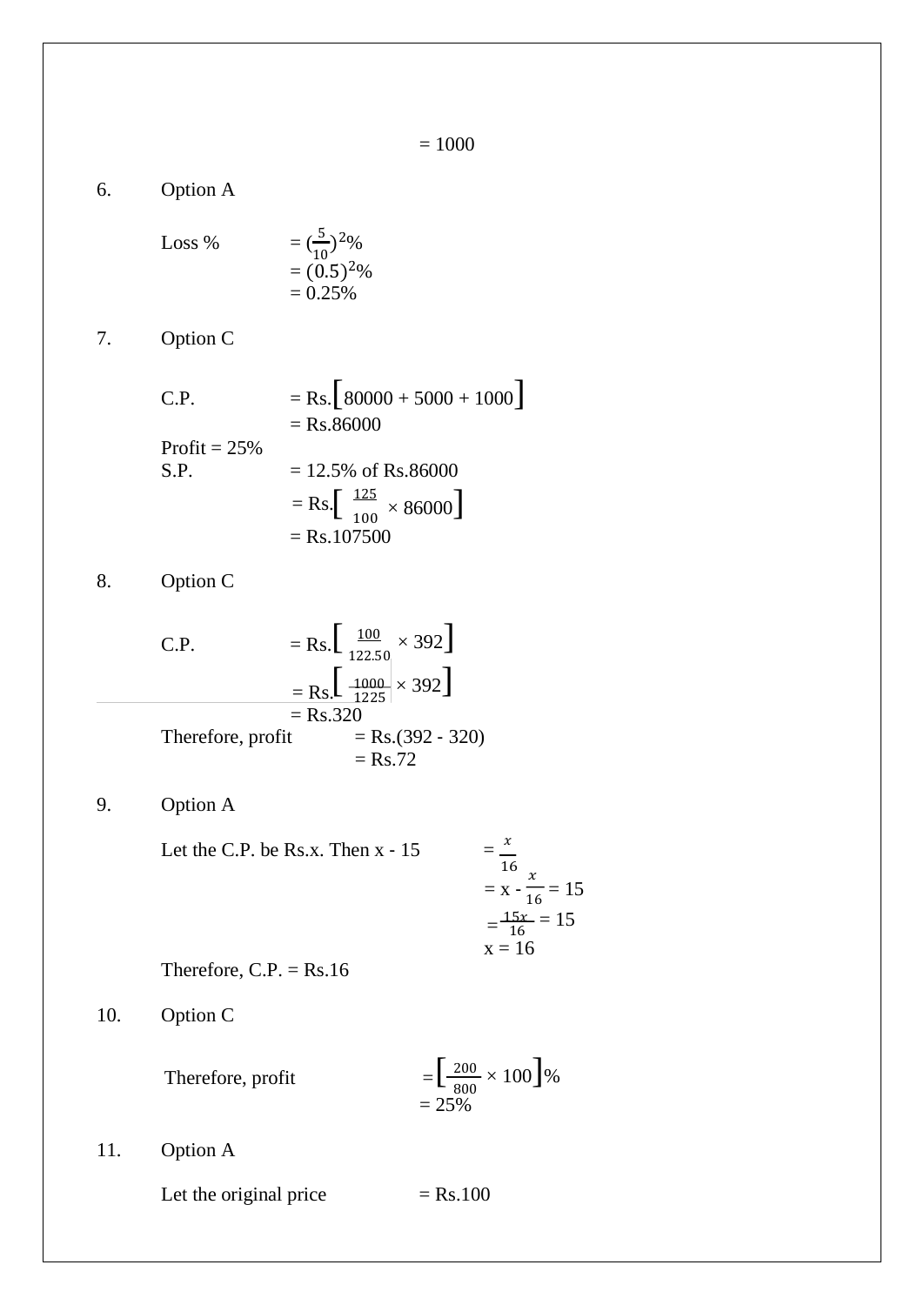= 1000

6. Option A

Loss % $= (\frac{5}{10})^2\%$
$= (0.5)^2\%$
$= 0.25\%$

7. Option C

C.P. = Rs.$\left[80000 + 5000 + 1000\right]$
= Rs.86000
Profit = 25%
S.P. = 12.5% of Rs.86000
= Rs.$\left[\frac{125}{100} \times 86000\right]$
= Rs.107500

8. Option C

C.P. = Rs.$\left[\frac{100}{122.50} \times 392\right]$
= Rs.$\left[\frac{1000}{1225} \times 392\right]$
= Rs.320
Therefore, profit = Rs.(392 - 320)
= Rs.72

9. Option A

Let the C.P. be Rs.x. Then x - 15 $= \frac{x}{16}$
$= x - \frac{x}{16} = 15$
$= \frac{15x}{16} = 15$
x = 16
Therefore, C.P. = Rs.16

10. Option C

Therefore, profit $=\left[\frac{200}{800} \times 100\right]\%$
= 25%

11. Option A

Let the original price = Rs.100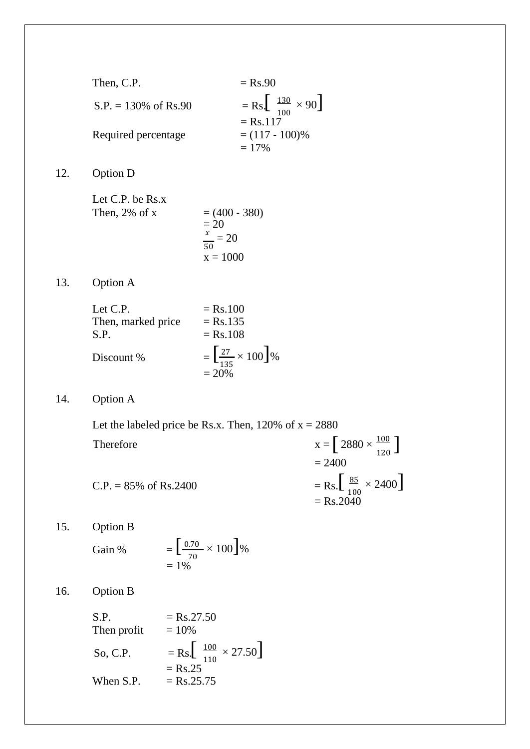Then, C.P. $= Rs.90$

S.P. = 130% of Rs.90 $= Rs.\left[\frac{130}{100} \times 90\right]$

$= Rs.117$

Required percentage $= (117 - 100)\%$

$= 17\%$

12. Option D

Let C.P. be Rs.x

Then, 2% of x $= (400 - 380)$

$= 20$

$\frac{x}{50} = 20$

$x = 1000$

13. Option A

Let C.P. $= Rs.100$

Then, marked price $= Rs.135$

S.P. $= Rs.108$

Discount % $= \left[\frac{27}{135} \times 100\right]\%$

$= 20\%$

14. Option A

Let the labeled price be Rs.x. Then, 120% of x = 2880

Therefore $x = \left[2880 \times \frac{100}{120}\right]$

$= 2400$

C.P. = 85% of Rs.2400 $= Rs.\left[\frac{85}{100} \times 2400\right]$

$= Rs.2040$

15. Option B

Gain % $= \left[\frac{0.70}{70} \times 100\right]\%$

$= 1\%$

16. Option B

S.P. $= Rs.27.50$

Then profit $= 10\%$

So, C.P. $= Rs.\left[\frac{100}{110} \times 27.50\right]$

$= Rs.25$

When S.P. $= Rs.25.75$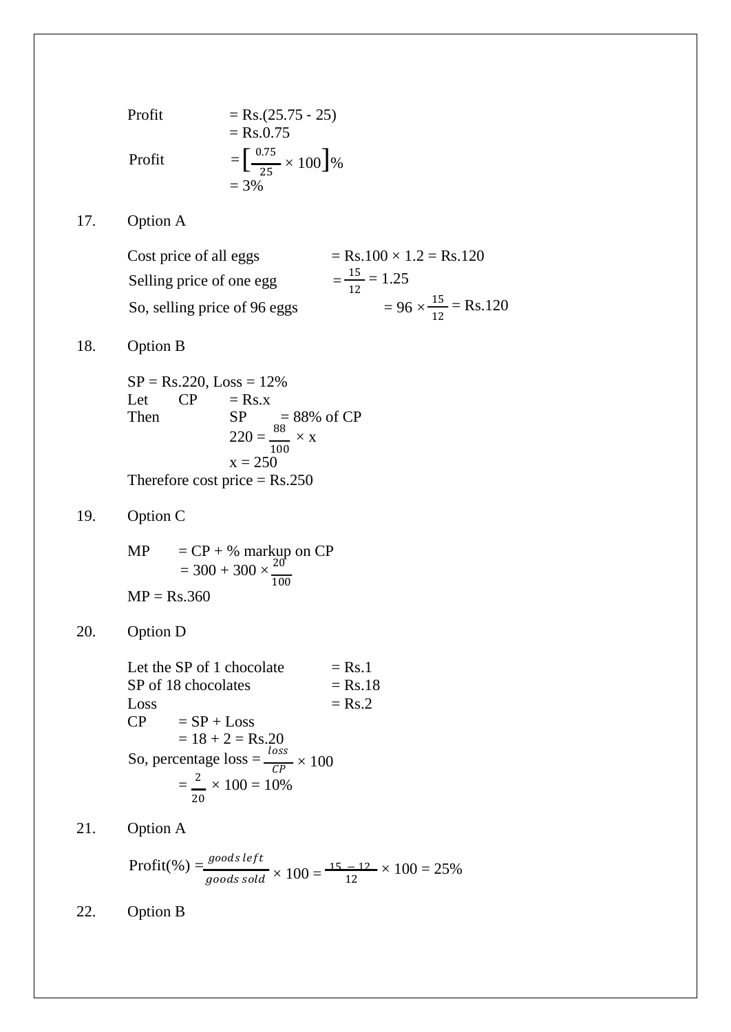Profit = Rs.(25.75 - 25)
= Rs.0.75

Profit $= \left[\frac{0.75}{25} \times 100\right]\%$
= 3%

17. Option A

Cost price of all eggs = Rs.100 × 1.2 = Rs.120

Selling price of one egg $= \frac{15}{12} = 1.25$

So, selling price of 96 eggs $= 96 \times \frac{15}{12}$ = Rs.120

18. Option B

SP = Rs.220, Loss = 12%

Let CP = Rs.x

Then SP = 88% of CP

$220 = \frac{88}{100} \times x$

$x = 250$

Therefore cost price = Rs.250

19. Option C

MP = CP + % markup on CP

$= 300 + 300 \times \frac{20}{100}$

MP = Rs.360

20. Option D

Let the SP of 1 chocolate = Rs.1

SP of 18 chocolates = Rs.18

Loss = Rs.2

CP = SP + Loss

= 18 + 2 = Rs.20

So, percentage loss $= \frac{loss}{CP} \times 100$

$= \frac{2}{20} \times 100 = 10\%$

21. Option A

Profit(%) $= \frac{goods\ left}{goods\ sold} \times 100 = \frac{15-12}{12} \times 100 = 25\%$

22. Option B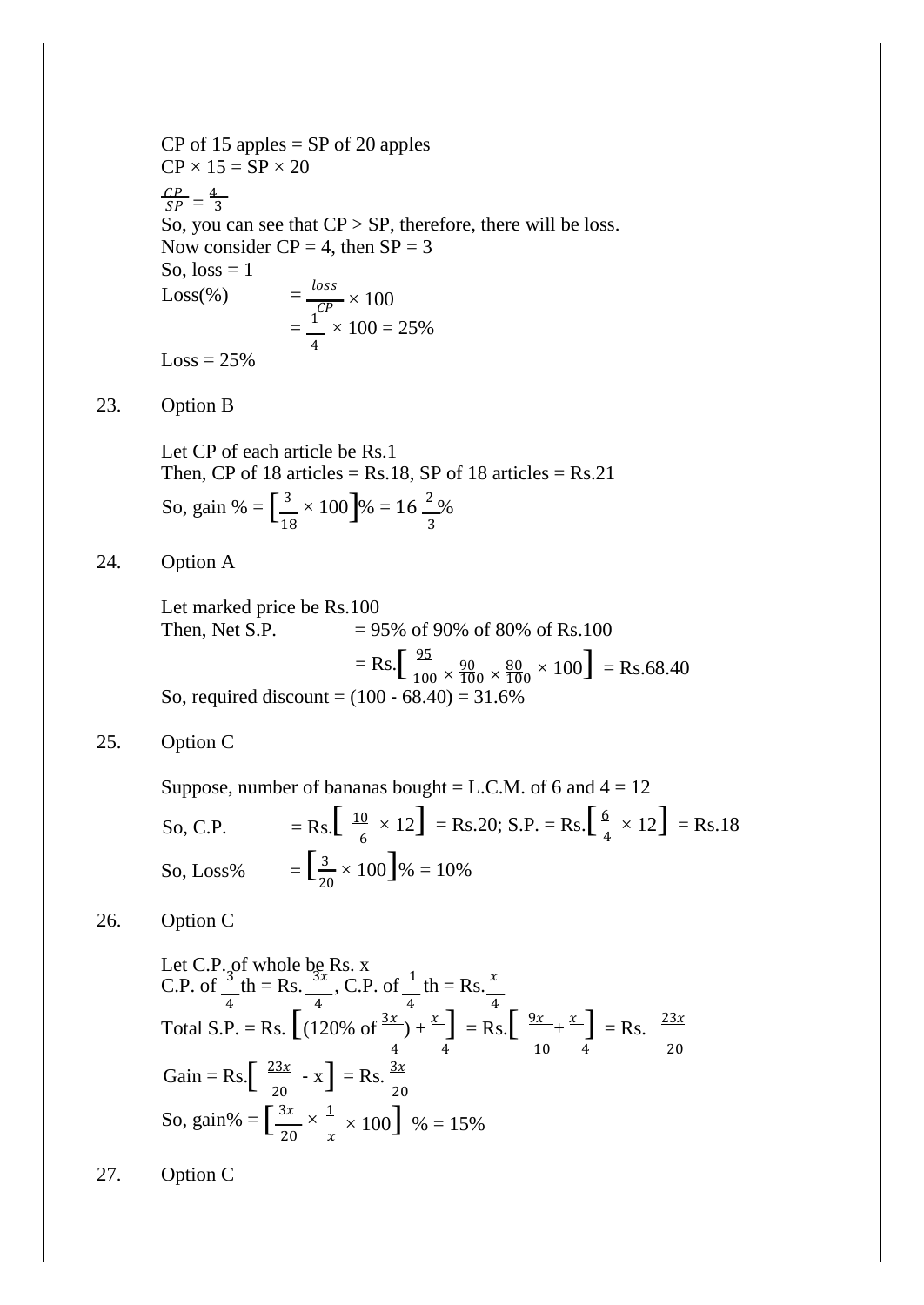CP of 15 apples = SP of 20 apples

CP × 15 = SP × 20

$\frac{CP}{SP} = \frac{4}{3}$

So, you can see that CP > SP, therefore, there will be loss.

Now consider CP = 4, then SP = 3

So, loss = 1

Loss(%) $= \frac{loss}{CP} \times 100$

$= \frac{1}{4} \times 100 = 25\%$

Loss = 25%

23. Option B

Let CP of each article be Rs.1

Then, CP of 18 articles = Rs.18, SP of 18 articles = Rs.21

So, gain % = $\left[\frac{3}{18} \times 100\right]\% = 16\frac{2}{3}\%$

24. Option A

Let marked price be Rs.100

Then, Net S.P. = 95% of 90% of 80% of Rs.100

= Rs.$\left[\frac{95}{100} \times \frac{90}{100} \times \frac{80}{100} \times 100\right]$ = Rs.68.40

So, required discount = (100 - 68.40) = 31.6%

25. Option C

Suppose, number of bananas bought = L.C.M. of 6 and 4 = 12

So, C.P. = Rs.$\left[\frac{10}{6} \times 12\right]$ = Rs.20; S.P. = Rs.$\left[\frac{6}{4} \times 12\right]$ = Rs.18

So, Loss% $= \left[\frac{3}{20} \times 100\right]\% = 10\%$

26. Option C

Let C.P. of whole be Rs. x

C.P. of $\frac{3}{4}$th = Rs.$\frac{3x}{4}$, C.P. of $\frac{1}{4}$th = Rs.$\frac{x}{4}$

Total S.P. = Rs. $\left[(120\% \text{ of } \frac{3x}{4}) + \frac{x}{4}\right]$ = Rs.$\left[\frac{9x}{10} + \frac{x}{4}\right]$ = Rs. $\frac{23x}{20}$

Gain = Rs.$\left[\frac{23x}{20} - x\right]$ = Rs. $\frac{3x}{20}$

So, gain% = $\left[\frac{3x}{20} \times \frac{1}{x} \times 100\right]$ % = 15%

27. Option C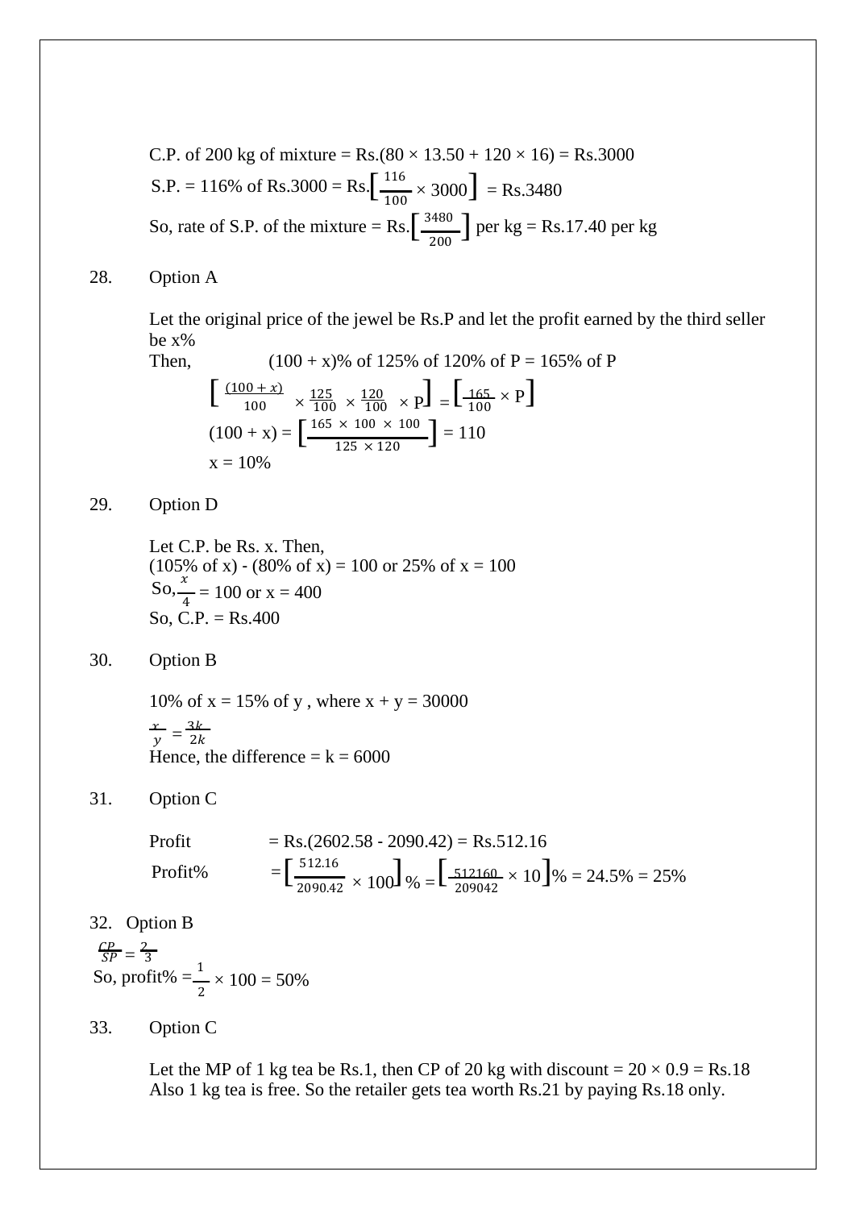C.P. of 200 kg of mixture = Rs.(80 × 13.50 + 120 × 16) = Rs.3000

S.P. = 116% of Rs.3000 = Rs.$\left[\frac{116}{100} \times 3000\right]$ = Rs.3480

So, rate of S.P. of the mixture = Rs.$\left[\frac{3480}{200}\right]$ per kg = Rs.17.40 per kg

28. Option A

Let the original price of the jewel be Rs.P and let the profit earned by the third seller be x%

Then, (100 + x)% of 125% of 120% of P = 165% of P

$$\left[\frac{(100+x)}{100} \times \frac{125}{100} \times \frac{120}{100} \times P\right] = \left[\frac{165}{100} \times P\right]$$

$$(100 + x) = \left[\frac{165 \times 100 \times 100}{125 \times 120}\right] = 110$$

x = 10%

29. Option D

Let C.P. be Rs. x. Then,

(105% of x) - (80% of x) = 100 or 25% of x = 100

So, $\frac{x}{4}$ = 100 or x = 400

So, C.P. = Rs.400

30. Option B

10% of x = 15% of y , where x + y = 30000

$\frac{x}{y} = \frac{3k}{2k}$

Hence, the difference = k = 6000

31. Option C

Profit = Rs.(2602.58 - 2090.42) = Rs.512.16

Profit% $= \left[\frac{512.16}{2090.42} \times 100\right]\% = \left[\frac{512160}{209042} \times 10\right]\%$ = 24.5% = 25%

32. Option B

$\frac{CP}{SP} = \frac{2}{3}$

So, profit% $= \frac{1}{2} \times 100$ = 50%

33. Option C

Let the MP of 1 kg tea be Rs.1, then CP of 20 kg with discount = 20 × 0.9 = Rs.18

Also 1 kg tea is free. So the retailer gets tea worth Rs.21 by paying Rs.18 only.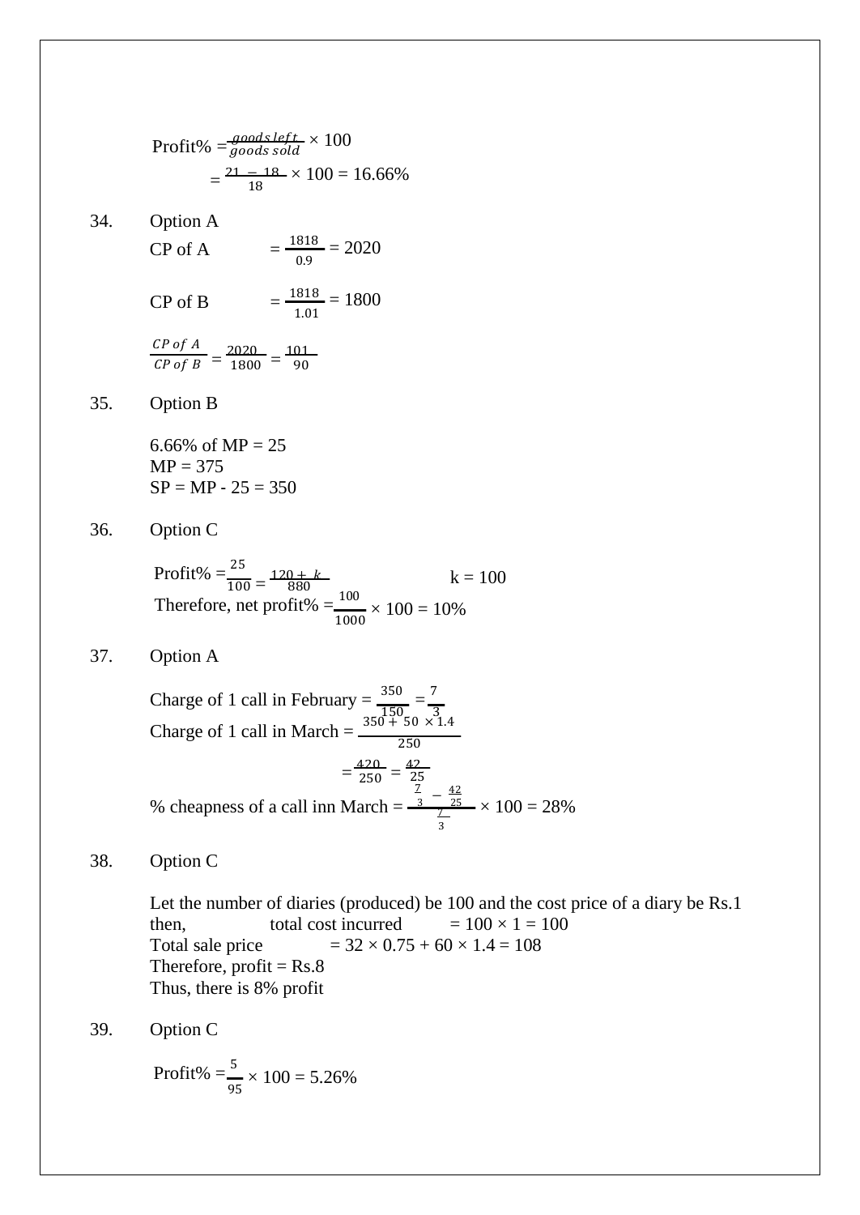Profit% $= \frac{goods\, left}{goods\, sold} \times 100$

$= \frac{21 - 18}{18} \times 100 = 16.66\%$

34. Option A

CP of A $= \frac{1818}{0.9} = 2020$

CP of B $= \frac{1818}{1.01} = 1800$

$\frac{CP\ of\ A}{CP\ of\ B} = \frac{2020}{1800} = \frac{101}{90}$

35. Option B

6.66% of MP = 25
MP = 375
SP = MP - 25 = 350

36. Option C

Profit% $= \frac{25}{100} = \frac{120 + k}{880}$ k = 100

Therefore, net profit% $= \frac{100}{1000} \times 100 = 10\%$

37. Option A

Charge of 1 call in February $= \frac{350}{150} = \frac{7}{3}$

Charge of 1 call in March $= \frac{350 + 50 \times 1.4}{250}$

$= \frac{420}{250} = \frac{42}{25}$

% cheapness of a call inn March $= \frac{\frac{7}{3} - \frac{42}{25}}{\frac{7}{3}} \times 100 = 28\%$

38. Option C

Let the number of diaries (produced) be 100 and the cost price of a diary be Rs.1
then, total cost incurred = 100 × 1 = 100
Total sale price = 32 × 0.75 + 60 × 1.4 = 108
Therefore, profit = Rs.8
Thus, there is 8% profit

39. Option C

Profit% $= \frac{5}{95} \times 100 = 5.26\%$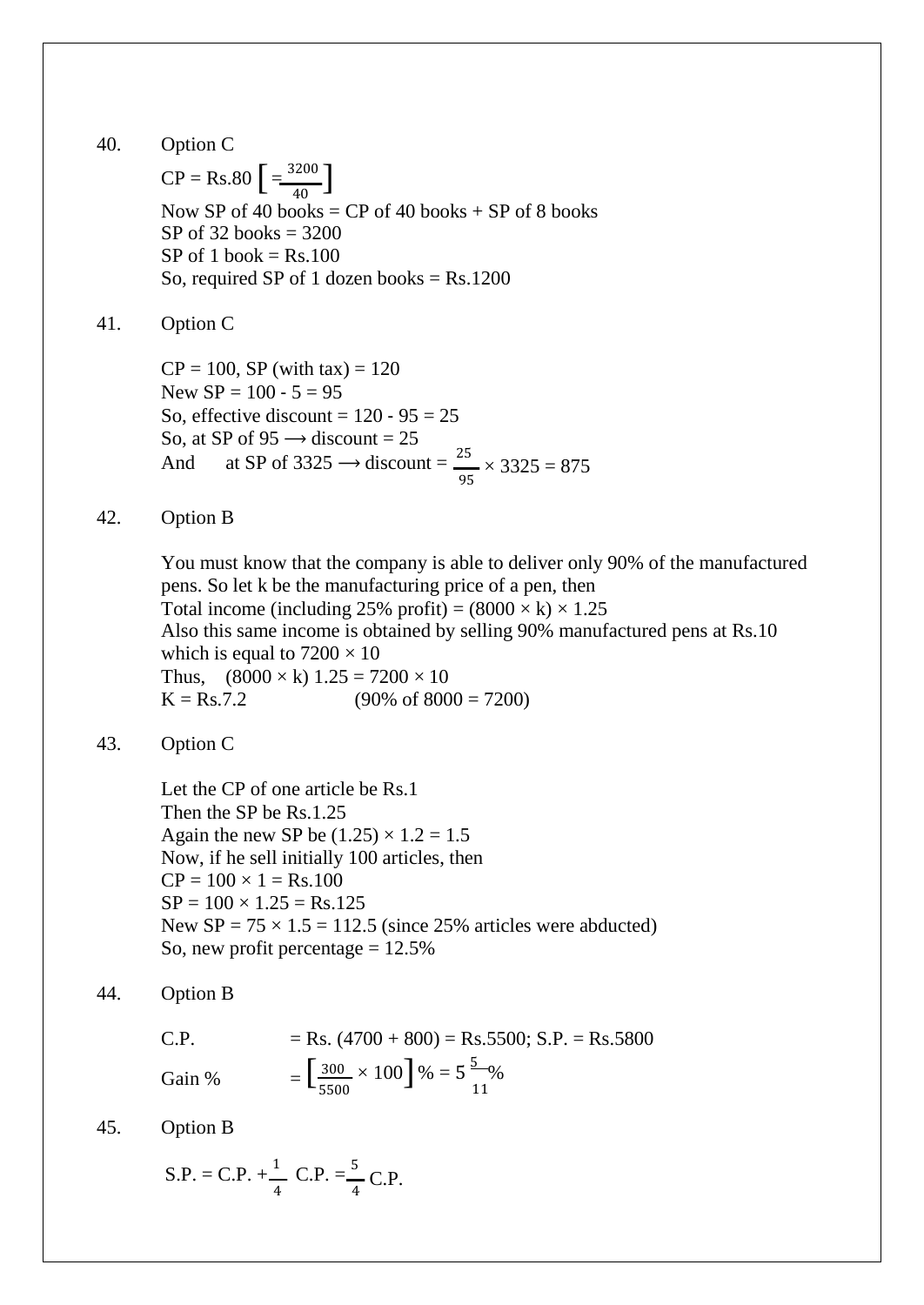40. Option C

CP = Rs.80 $\left[=\frac{3200}{40}\right]$

Now SP of 40 books = CP of 40 books + SP of 8 books

SP of 32 books = 3200

SP of 1 book = Rs.100

So, required SP of 1 dozen books = Rs.1200

41. Option C

CP = 100, SP (with tax) = 120

New SP = 100 - 5 = 95

So, effective discount = 120 - 95 = 25

So, at SP of 95 ⟶ discount = 25

And at SP of 3325 ⟶ discount = $\frac{25}{95} \times 3325 = 875$

42. Option B

You must know that the company is able to deliver only 90% of the manufactured pens. So let k be the manufacturing price of a pen, then

Total income (including 25% profit) = $(8000 \times k) \times 1.25$

Also this same income is obtained by selling 90% manufactured pens at Rs.10 which is equal to $7200 \times 10$

Thus, $(8000 \times k)\ 1.25 = 7200 \times 10$

K = Rs.7.2 (90% of 8000 = 7200)

43. Option C

Let the CP of one article be Rs.1

Then the SP be Rs.1.25

Again the new SP be $(1.25) \times 1.2 = 1.5$

Now, if he sell initially 100 articles, then

CP = $100 \times 1$ = Rs.100

SP = $100 \times 1.25$ = Rs.125

New SP = $75 \times 1.5 = 112.5$ (since 25% articles were abducted)

So, new profit percentage = 12.5%

44. Option B

C.P. = Rs. (4700 + 800) = Rs.5500; S.P. = Rs.5800

Gain % $= \left[\frac{300}{5500} \times 100\right]\% = 5\frac{5}{11}\%$

45. Option B

S.P. = C.P. + $\frac{1}{4}$ C.P. = $\frac{5}{4}$ C.P.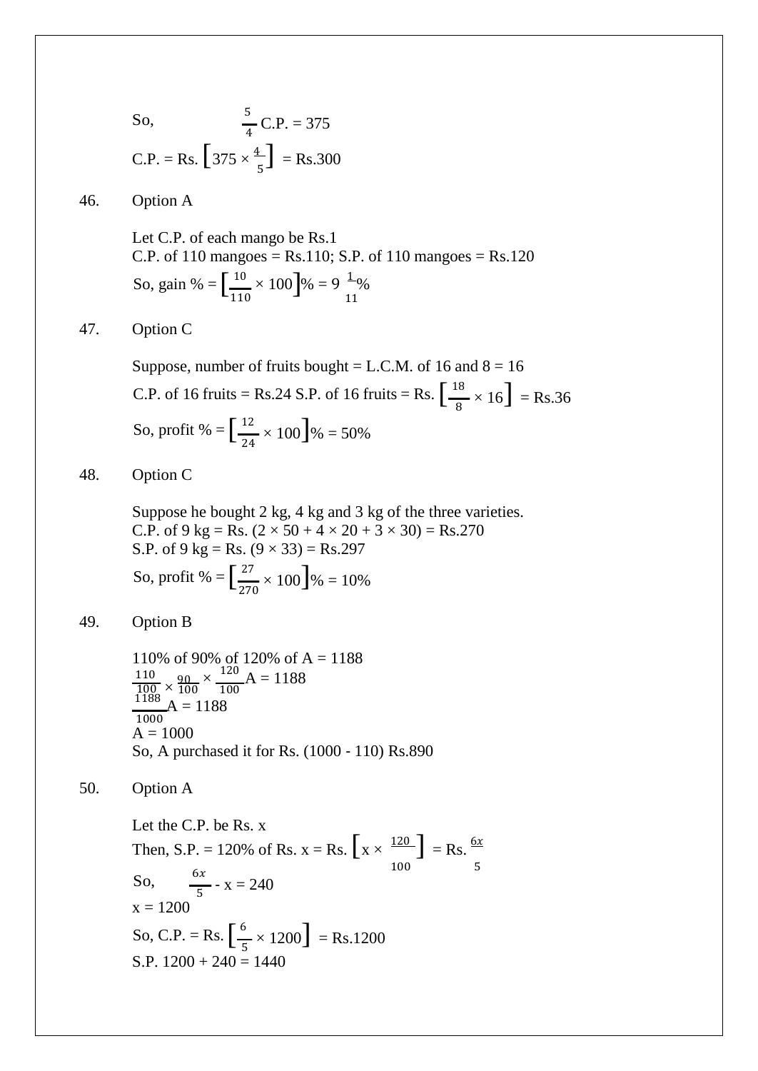So, $\frac{5}{4}$ C.P. = 375

C.P. = Rs. $\left[375 \times \frac{4}{5}\right]$ = Rs.300

46. Option A

Let C.P. of each mango be Rs.1
C.P. of 110 mangoes = Rs.110; S.P. of 110 mangoes = Rs.120

So, gain % = $\left[\frac{10}{110} \times 100\right]\% = 9\frac{1}{11}\%$

47. Option C

Suppose, number of fruits bought = L.C.M. of 16 and 8 = 16

C.P. of 16 fruits = Rs.24 S.P. of 16 fruits = Rs. $\left[\frac{18}{8} \times 16\right]$ = Rs.36

So, profit % = $\left[\frac{12}{24} \times 100\right]\%$ = 50%

48. Option C

Suppose he bought 2 kg, 4 kg and 3 kg of the three varieties.
C.P. of 9 kg = Rs. (2 × 50 + 4 × 20 + 3 × 30) = Rs.270
S.P. of 9 kg = Rs. (9 × 33) = Rs.297

So, profit % = $\left[\frac{27}{270} \times 100\right]\%$ = 10%

49. Option B

110% of 90% of 120% of A = 1188

$\frac{110}{100} \times \frac{90}{100} \times \frac{120}{100}A = 1188$

$\frac{1188}{1000}A = 1188$

A = 1000
So, A purchased it for Rs. (1000 - 110) Rs.890

50. Option A

Let the C.P. be Rs. x
Then, S.P. = 120% of Rs. x = Rs. $\left[x \times \frac{120}{100}\right]$ = Rs. $\frac{6x}{5}$

So, $\frac{6x}{5} - x = 240$

x = 1200

So, C.P. = Rs. $\left[\frac{6}{5} \times 1200\right]$ = Rs.1200

S.P. 1200 + 240 = 1440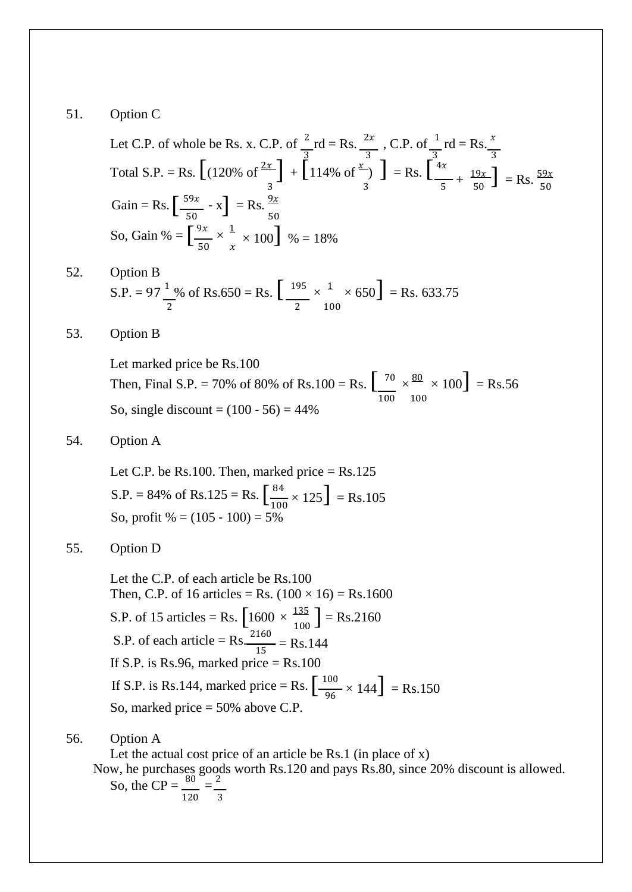51. Option C

Let C.P. of whole be Rs. x. C.P. of $\frac{2}{3}$rd = Rs. $\frac{2x}{3}$ , C.P. of $\frac{1}{3}$rd = Rs. $\frac{x}{3}$

Total S.P. = Rs. $\left[(120\% \text{ of } \frac{2x}{3}\right] + \left[114\% \text{ of } \frac{x}{3})\right]$ = Rs. $\left[\frac{4x}{5} + \frac{19x}{50}\right]$ = Rs. $\frac{59x}{50}$

Gain = Rs. $\left[\frac{59x}{50} - x\right]$ = Rs. $\frac{9x}{50}$

So, Gain % = $\left[\frac{9x}{50} \times \frac{1}{x} \times 100\right]$ % = 18%

52. Option B

S.P. = $97\frac{1}{2}$% of Rs.650 = Rs. $\left[\frac{195}{2} \times \frac{1}{100} \times 650\right]$ = Rs. 633.75

53. Option B

Let marked price be Rs.100

Then, Final S.P. = 70% of 80% of Rs.100 = Rs. $\left[\frac{70}{100} \times \frac{80}{100} \times 100\right]$ = Rs.56

So, single discount = (100 - 56) = 44%

54. Option A

Let C.P. be Rs.100. Then, marked price = Rs.125

S.P. = 84% of Rs.125 = Rs. $\left[\frac{84}{100} \times 125\right]$ = Rs.105

So, profit % = (105 - 100) = 5%

55. Option D

Let the C.P. of each article be Rs.100

Then, C.P. of 16 articles = Rs. (100 × 16) = Rs.1600

S.P. of 15 articles = Rs. $\left[1600 \times \frac{135}{100}\right]$ = Rs.2160

S.P. of each article = Rs. $\frac{2160}{15}$ = Rs.144

If S.P. is Rs.96, marked price = Rs.100

If S.P. is Rs.144, marked price = Rs. $\left[\frac{100}{96} \times 144\right]$ = Rs.150

So, marked price = 50% above C.P.

56. Option A

Let the actual cost price of an article be Rs.1 (in place of x)

Now, he purchases goods worth Rs.120 and pays Rs.80, since 20% discount is allowed.

So, the CP = $\frac{80}{120} = \frac{2}{3}$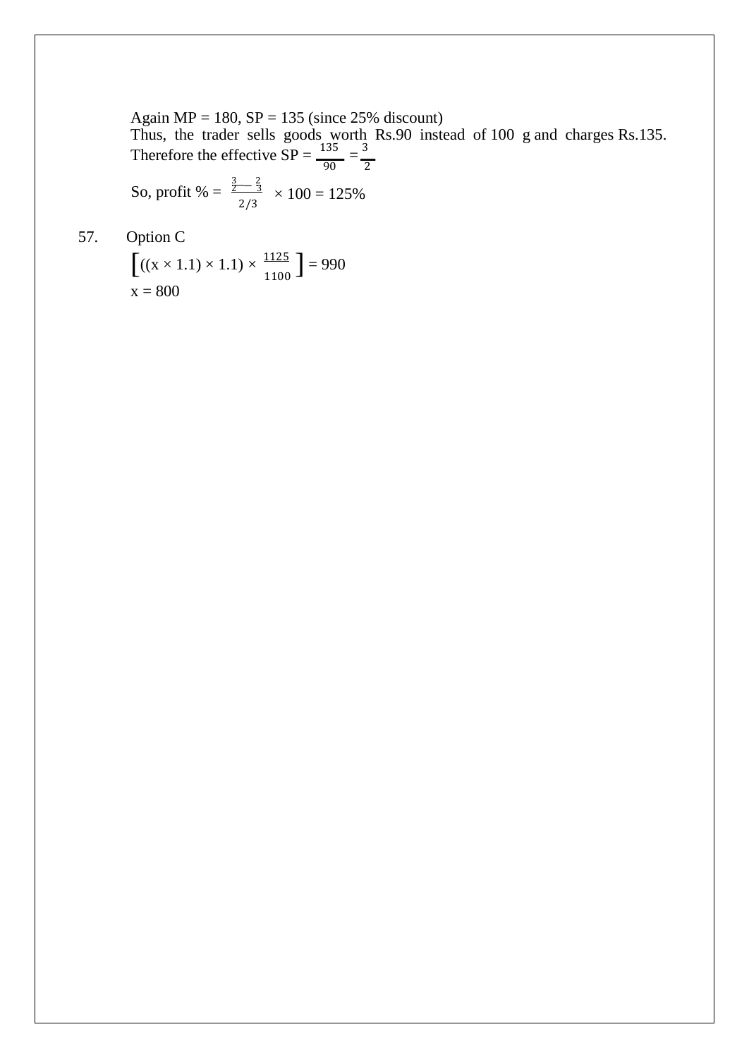Again MP = 180, SP = 135 (since 25% discount)

Thus, the trader sells goods worth Rs.90 instead of 100 g and charges Rs.135.

Therefore the effective SP = $\frac{135}{90} = \frac{3}{2}$

So, profit % = $\frac{\frac{3}{2} - \frac{2}{3}}{2/3} \times 100 = 125\%$

57. Option C

$\left[((x \times 1.1) \times 1.1) \times \frac{1125}{1100}\right] = 990$

x = 800